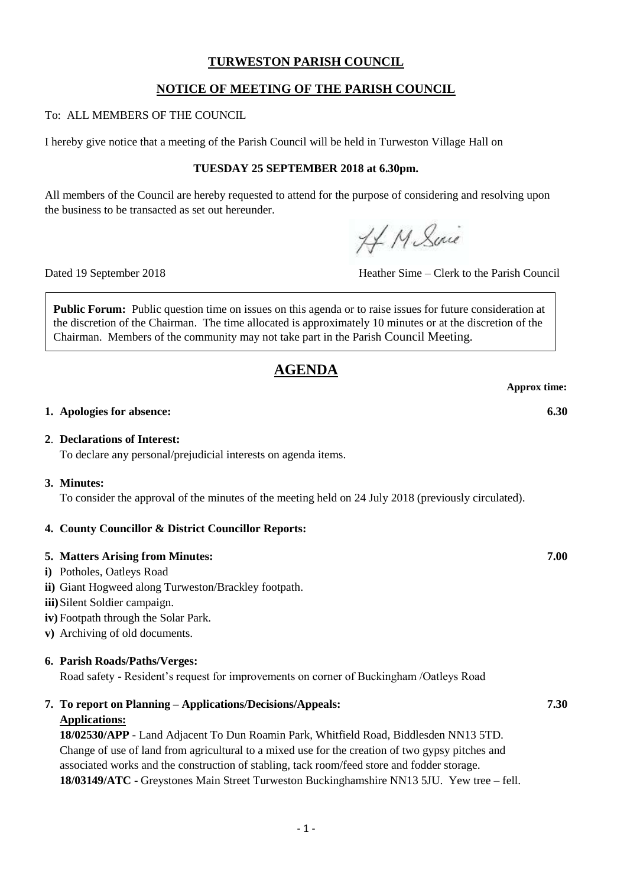# TURWESTON PARISH COUNCIL

## NOTICE OF MEETING OF THE PARISH COUNCIL

To: ALL MEMBERS OF THE COUNCIL

I hereby give notice that a meeting of the Parish Council will be held in Turweston Village Hall on

**TUESDAY 25 SEPTEMBER 2018 at 6.30pm.**

All members of the Council are hereby requested to attend for the purpose of considering and resolving upon the business to be transacted as set out hereunder.

Dated 19 September 2018 — Heather Sime – Clerk to the Parish Council

**Public Forum:** Public question time on issues on this agenda or to raise issues for future consideration at the discretion of the Chairman. The time allocated is approximately 10 minutes or at the discretion of the Chairman. Members of the community may not take part in the Parish Council Meeting.

## AGENDA

**Approx time:**

**1. Apologies for absence:** **6.30**

**2. Declarations of Interest:**
To declare any personal/prejudicial interests on agenda items.

**3. Minutes:**
To consider the approval of the minutes of the meeting held on 24 July 2018 (previously circulated).

**4. County Councillor & District Councillor Reports:**

**5. Matters Arising from Minutes:** **7.00**

**i)** Potholes, Oatleys Road
**ii)** Giant Hogweed along Turweston/Brackley footpath.
**iii)** Silent Soldier campaign.
**iv)** Footpath through the Solar Park.
**v)** Archiving of old documents.

**6. Parish Roads/Paths/Verges:**
Road safety - Resident's request for improvements on corner of Buckingham /Oatleys Road

**7. To report on Planning – Applications/Decisions/Appeals:** **7.30**

**Applications:**

**18/02530/APP** - Land Adjacent To Dun Roamin Park, Whitfield Road, Biddlesden NN13 5TD. Change of use of land from agricultural to a mixed use for the creation of two gypsy pitches and associated works and the construction of stabling, tack room/feed store and fodder storage.

**18/03149/ATC** - Greystones Main Street Turweston Buckinghamshire NN13 5JU. Yew tree – fell.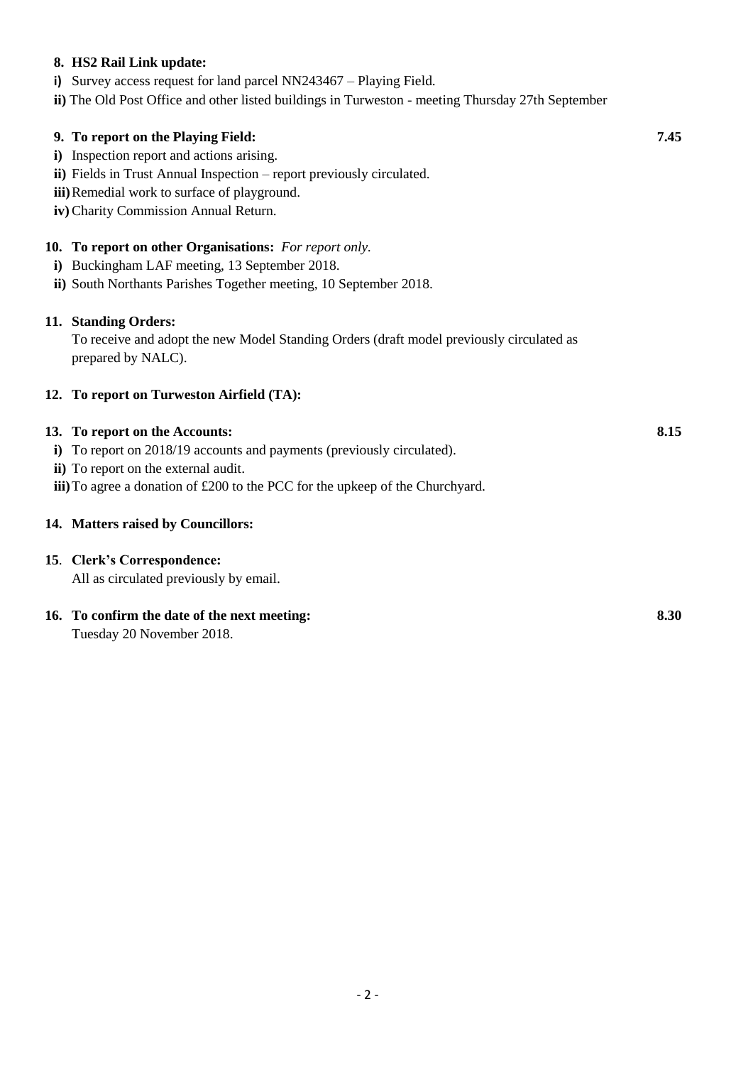**8. HS2 Rail Link update:**

**i)** Survey access request for land parcel NN243467 – Playing Field.

**ii)** The Old Post Office and other listed buildings in Turweston - meeting Thursday 27th September

**9. To report on the Playing Field:** **7.45**

**i)** Inspection report and actions arising.

**ii)** Fields in Trust Annual Inspection – report previously circulated.

**iii)** Remedial work to surface of playground.

**iv)** Charity Commission Annual Return.

**10. To report on other Organisations:** *For report only.*

**i)** Buckingham LAF meeting, 13 September 2018.

**ii)** South Northants Parishes Together meeting, 10 September 2018.

**11. Standing Orders:**

To receive and adopt the new Model Standing Orders (draft model previously circulated as prepared by NALC).

**12. To report on Turweston Airfield (TA):**

**13. To report on the Accounts:** **8.15**

**i)** To report on 2018/19 accounts and payments (previously circulated).

**ii)** To report on the external audit.

**iii)** To agree a donation of £200 to the PCC for the upkeep of the Churchyard.

**14. Matters raised by Councillors:**

**15. Clerk's Correspondence:**

All as circulated previously by email.

**16. To confirm the date of the next meeting:** **8.30**

Tuesday 20 November 2018.